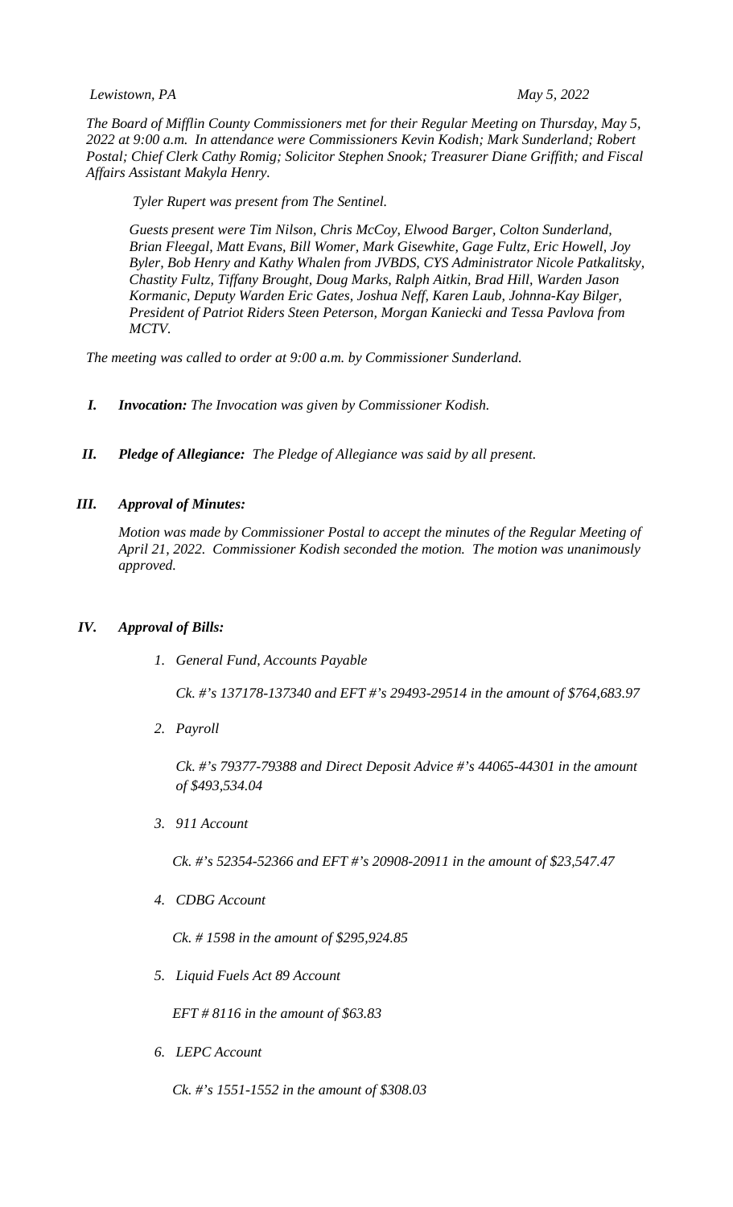*Lewistown, PA* *May 5, 2022*

*The Board of Mifflin County Commissioners met for their Regular Meeting on Thursday, May 5, 2022 at 9:00 a.m. In attendance were Commissioners Kevin Kodish; Mark Sunderland; Robert Postal; Chief Clerk Cathy Romig; Solicitor Stephen Snook; Treasurer Diane Griffith; and Fiscal Affairs Assistant Makyla Henry.*

*Tyler Rupert was present from The Sentinel.*

*Guests present were Tim Nilson, Chris McCoy, Elwood Barger, Colton Sunderland, Brian Fleegal, Matt Evans, Bill Womer, Mark Gisewhite, Gage Fultz, Eric Howell, Joy Byler, Bob Henry and Kathy Whalen from JVBDS, CYS Administrator Nicole Patkalitsky, Chastity Fultz, Tiffany Brought, Doug Marks, Ralph Aitkin, Brad Hill, Warden Jason Kormanic, Deputy Warden Eric Gates, Joshua Neff, Karen Laub, Johnna-Kay Bilger, President of Patriot Riders Steen Peterson, Morgan Kaniecki and Tessa Pavlova from MCTV.*

*The meeting was called to order at 9:00 a.m. by Commissioner Sunderland.*

**I. *Invocation:*** *The Invocation was given by Commissioner Kodish.*

**II. *Pledge of Allegiance:*** *The Pledge of Allegiance was said by all present.*

**III. *Approval of Minutes:***

*Motion was made by Commissioner Postal to accept the minutes of the Regular Meeting of April 21, 2022. Commissioner Kodish seconded the motion. The motion was unanimously approved.*

**IV. *Approval of Bills:***

1. *General Fund, Accounts Payable*

   *Ck. #'s 137178-137340 and EFT #'s 29493-29514 in the amount of $764,683.97*

2. *Payroll*

   *Ck. #'s 79377-79388 and Direct Deposit Advice #'s 44065-44301 in the amount of $493,534.04*

3. *911 Account*

   *Ck. #'s 52354-52366 and EFT #'s 20908-20911 in the amount of $23,547.47*

4. *CDBG Account*

   *Ck. # 1598 in the amount of $295,924.85*

5. *Liquid Fuels Act 89 Account*

   *EFT # 8116 in the amount of $63.83*

6. *LEPC Account*

   *Ck. #'s 1551-1552 in the amount of $308.03*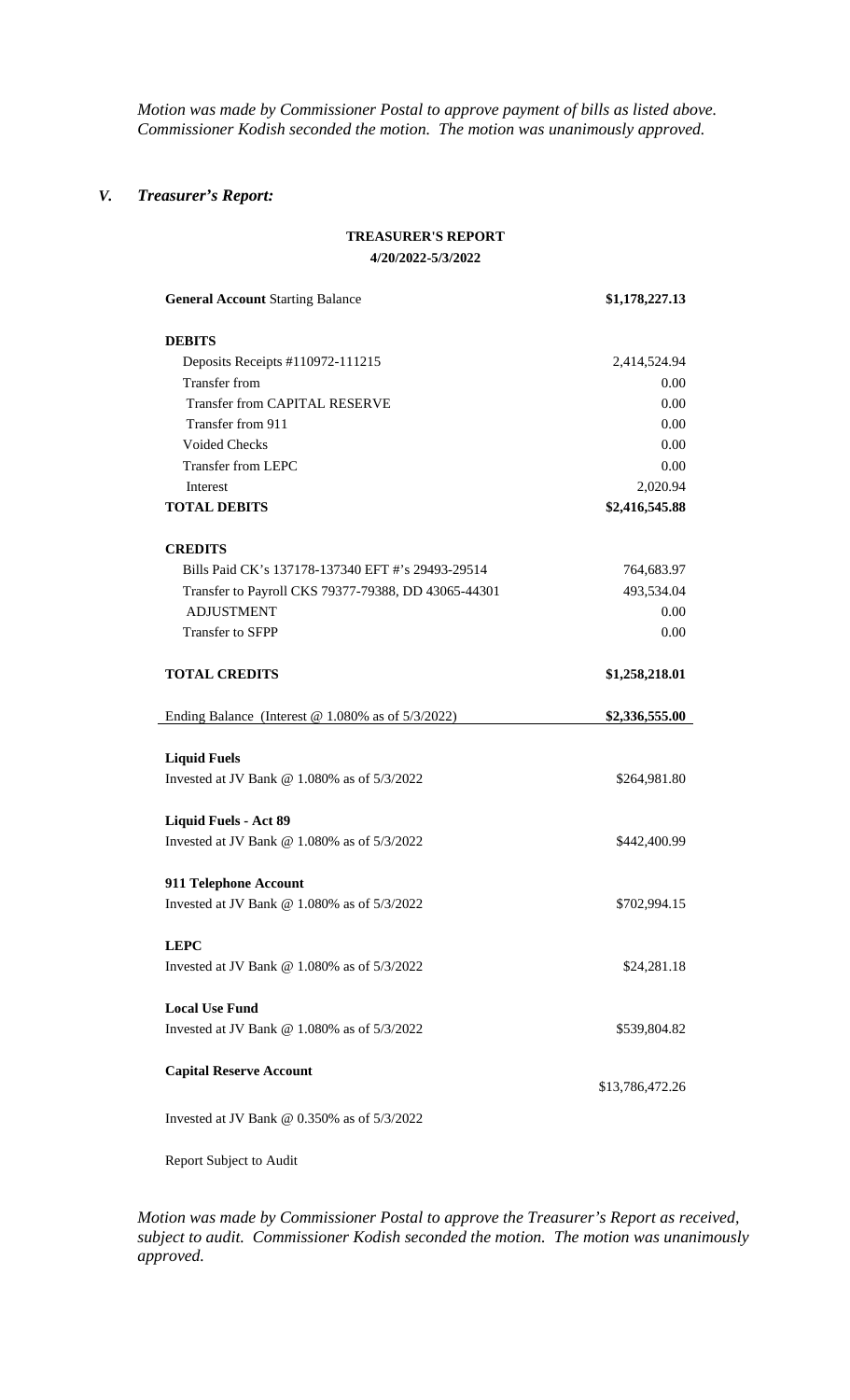*Motion was made by Commissioner Postal to approve payment of bills as listed above. Commissioner Kodish seconded the motion. The motion was unanimously approved.*

## V. *Treasurer's Report:*

**TREASURER'S REPORT**

**4/20/2022-5/3/2022**

| | |
|---|---|
| **General Account** Starting Balance | **$1,178,227.13** |
| **DEBITS** | |
| Deposits Receipts #110972-111215 | 2,414,524.94 |
| Transfer from | 0.00 |
| Transfer from CAPITAL RESERVE | 0.00 |
| Transfer from 911 | 0.00 |
| Voided Checks | 0.00 |
| Transfer from LEPC | 0.00 |
| Interest | 2,020.94 |
| **TOTAL DEBITS** | **$2,416,545.88** |
| **CREDITS** | |
| Bills Paid CK's 137178-137340 EFT #'s 29493-29514 | 764,683.97 |
| Transfer to Payroll CKS 79377-79388, DD 43065-44301 | 493,534.04 |
| ADJUSTMENT | 0.00 |
| Transfer to SFPP | 0.00 |
| **TOTAL CREDITS** | **$1,258,218.01** |
| Ending Balance (Interest @ 1.080% as of 5/3/2022) | **$2,336,555.00** |
| **Liquid Fuels** | |
| Invested at JV Bank @ 1.080% as of 5/3/2022 | $264,981.80 |
| **Liquid Fuels - Act 89** | |
| Invested at JV Bank @ 1.080% as of 5/3/2022 | $442,400.99 |
| **911 Telephone Account** | |
| Invested at JV Bank @ 1.080% as of 5/3/2022 | $702,994.15 |
| **LEPC** | |
| Invested at JV Bank @ 1.080% as of 5/3/2022 | $24,281.18 |
| **Local Use Fund** | |
| Invested at JV Bank @ 1.080% as of 5/3/2022 | $539,804.82 |
| **Capital Reserve Account** | $13,786,472.26 |
| Invested at JV Bank @ 0.350% as of 5/3/2022 | |

Report Subject to Audit

*Motion was made by Commissioner Postal to approve the Treasurer's Report as received, subject to audit. Commissioner Kodish seconded the motion. The motion was unanimously approved.*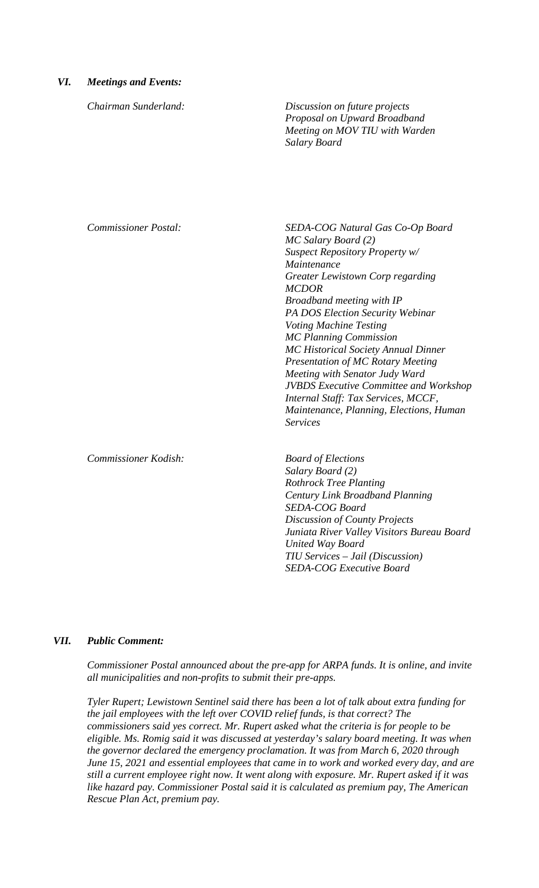## *VI. Meetings and Events:*

*Chairman Sunderland:*

*Discussion on future projects*
*Proposal on Upward Broadband*
*Meeting on MOV TIU with Warden*
*Salary Board*

*Commissioner Postal:*

*SEDA-COG Natural Gas Co-Op Board*
*MC Salary Board (2)*
*Suspect Repository Property w/ Maintenance*
*Greater Lewistown Corp regarding MCDOR*
*Broadband meeting with IP*
*PA DOS Election Security Webinar*
*Voting Machine Testing*
*MC Planning Commission*
*MC Historical Society Annual Dinner*
*Presentation of MC Rotary Meeting*
*Meeting with Senator Judy Ward*
*JVBDS Executive Committee and Workshop*
*Internal Staff: Tax Services, MCCF, Maintenance, Planning, Elections, Human Services*

*Commissioner Kodish:*

*Board of Elections*
*Salary Board (2)*
*Rothrock Tree Planting*
*Century Link Broadband Planning*
*SEDA-COG Board*
*Discussion of County Projects*
*Juniata River Valley Visitors Bureau Board*
*United Way Board*
*TIU Services – Jail (Discussion)*
*SEDA-COG Executive Board*

## *VII. Public Comment:*

*Commissioner Postal announced about the pre-app for ARPA funds. It is online, and invite all municipalities and non-profits to submit their pre-apps.*

*Tyler Rupert; Lewistown Sentinel said there has been a lot of talk about extra funding for the jail employees with the left over COVID relief funds, is that correct? The commissioners said yes correct. Mr. Rupert asked what the criteria is for people to be eligible. Ms. Romig said it was discussed at yesterday's salary board meeting. It was when the governor declared the emergency proclamation. It was from March 6, 2020 through June 15, 2021 and essential employees that came in to work and worked every day, and are still a current employee right now. It went along with exposure. Mr. Rupert asked if it was like hazard pay. Commissioner Postal said it is calculated as premium pay, The American Rescue Plan Act, premium pay.*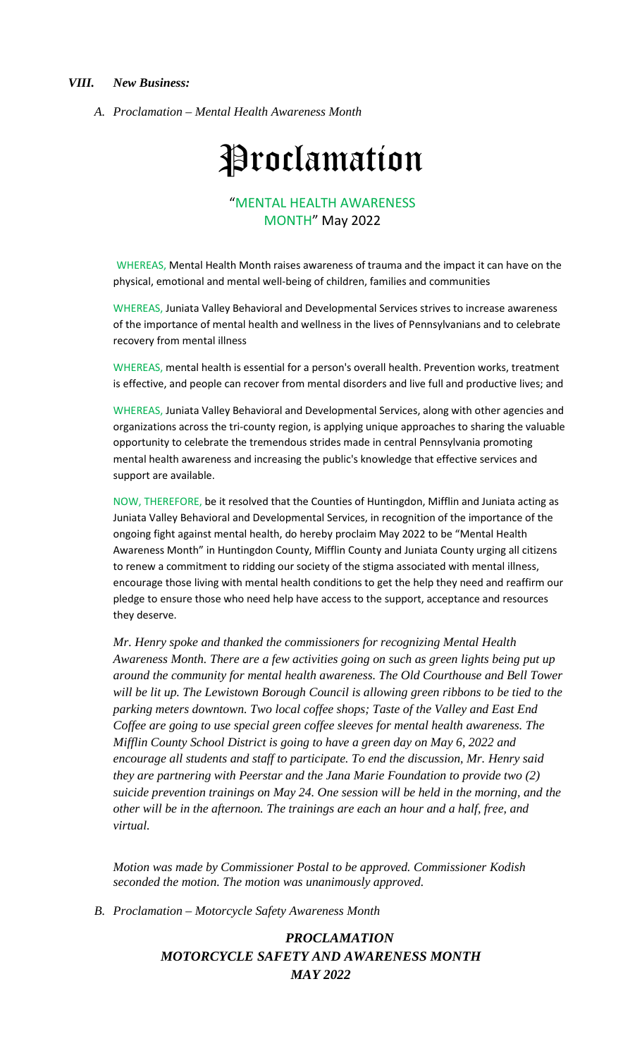### *VIII. New Business:*

*A. Proclamation – Mental Health Awareness Month*

# Proclamation

"MENTAL HEALTH AWARENESS MONTH" May 2022

WHEREAS, Mental Health Month raises awareness of trauma and the impact it can have on the physical, emotional and mental well-being of children, families and communities

WHEREAS, Juniata Valley Behavioral and Developmental Services strives to increase awareness of the importance of mental health and wellness in the lives of Pennsylvanians and to celebrate recovery from mental illness

WHEREAS, mental health is essential for a person's overall health. Prevention works, treatment is effective, and people can recover from mental disorders and live full and productive lives; and

WHEREAS, Juniata Valley Behavioral and Developmental Services, along with other agencies and organizations across the tri-county region, is applying unique approaches to sharing the valuable opportunity to celebrate the tremendous strides made in central Pennsylvania promoting mental health awareness and increasing the public's knowledge that effective services and support are available.

NOW, THEREFORE, be it resolved that the Counties of Huntingdon, Mifflin and Juniata acting as Juniata Valley Behavioral and Developmental Services, in recognition of the importance of the ongoing fight against mental health, do hereby proclaim May 2022 to be "Mental Health Awareness Month" in Huntingdon County, Mifflin County and Juniata County urging all citizens to renew a commitment to ridding our society of the stigma associated with mental illness, encourage those living with mental health conditions to get the help they need and reaffirm our pledge to ensure those who need help have access to the support, acceptance and resources they deserve.

*Mr. Henry spoke and thanked the commissioners for recognizing Mental Health Awareness Month. There are a few activities going on such as green lights being put up around the community for mental health awareness. The Old Courthouse and Bell Tower will be lit up. The Lewistown Borough Council is allowing green ribbons to be tied to the parking meters downtown. Two local coffee shops; Taste of the Valley and East End Coffee are going to use special green coffee sleeves for mental health awareness. The Mifflin County School District is going to have a green day on May 6, 2022 and encourage all students and staff to participate. To end the discussion, Mr. Henry said they are partnering with Peerstar and the Jana Marie Foundation to provide two (2) suicide prevention trainings on May 24. One session will be held in the morning, and the other will be in the afternoon. The trainings are each an hour and a half, free, and virtual.*

*Motion was made by Commissioner Postal to be approved. Commissioner Kodish seconded the motion. The motion was unanimously approved.*

*B. Proclamation – Motorcycle Safety Awareness Month*

***PROCLAMATION***
***MOTORCYCLE SAFETY AND AWARENESS MONTH***
***MAY 2022***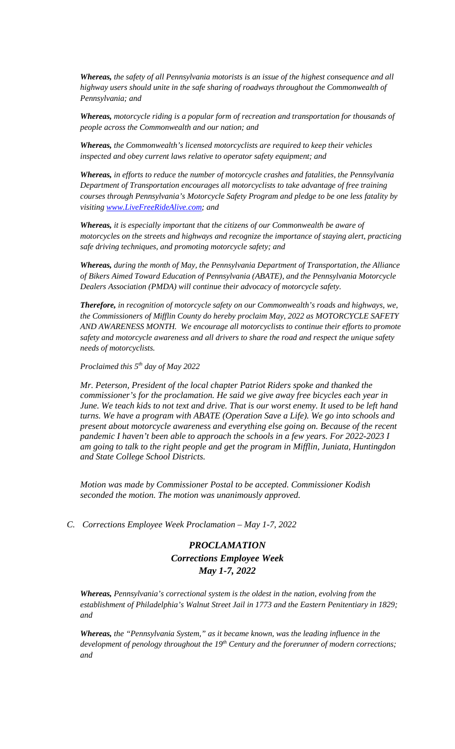***Whereas,*** *the safety of all Pennsylvania motorists is an issue of the highest consequence and all highway users should unite in the safe sharing of roadways throughout the Commonwealth of Pennsylvania; and*

***Whereas,*** *motorcycle riding is a popular form of recreation and transportation for thousands of people across the Commonwealth and our nation; and*

***Whereas,*** *the Commonwealth's licensed motorcyclists are required to keep their vehicles inspected and obey current laws relative to operator safety equipment; and*

***Whereas,*** *in efforts to reduce the number of motorcycle crashes and fatalities, the Pennsylvania Department of Transportation encourages all motorcyclists to take advantage of free training courses through Pennsylvania's Motorcycle Safety Program and pledge to be one less fatality by visiting [www.LiveFreeRideAlive.com](http://www.LiveFreeRideAlive.com); and*

***Whereas,*** *it is especially important that the citizens of our Commonwealth be aware of motorcycles on the streets and highways and recognize the importance of staying alert, practicing safe driving techniques, and promoting motorcycle safety; and*

***Whereas,*** *during the month of May, the Pennsylvania Department of Transportation, the Alliance of Bikers Aimed Toward Education of Pennsylvania (ABATE), and the Pennsylvania Motorcycle Dealers Association (PMDA) will continue their advocacy of motorcycle safety.*

***Therefore,*** *in recognition of motorcycle safety on our Commonwealth's roads and highways, we, the Commissioners of Mifflin County do hereby proclaim May, 2022 as MOTORCYCLE SAFETY AND AWARENESS MONTH. We encourage all motorcyclists to continue their efforts to promote safety and motorcycle awareness and all drivers to share the road and respect the unique safety needs of motorcyclists.*

*Proclaimed this 5th day of May 2022*

*Mr. Peterson, President of the local chapter Patriot Riders spoke and thanked the commissioner's for the proclamation. He said we give away free bicycles each year in June. We teach kids to not text and drive. That is our worst enemy. It used to be left hand turns. We have a program with ABATE (Operation Save a Life). We go into schools and present about motorcycle awareness and everything else going on. Because of the recent pandemic I haven't been able to approach the schools in a few years. For 2022-2023 I am going to talk to the right people and get the program in Mifflin, Juniata, Huntingdon and State College School Districts.*

*Motion was made by Commissioner Postal to be accepted. Commissioner Kodish seconded the motion. The motion was unanimously approved.*

*C. Corrections Employee Week Proclamation – May 1-7, 2022*

***PROCLAMATION***
***Corrections Employee Week***
***May 1-7, 2022***

***Whereas,*** *Pennsylvania's correctional system is the oldest in the nation, evolving from the establishment of Philadelphia's Walnut Street Jail in 1773 and the Eastern Penitentiary in 1829; and*

***Whereas,*** *the "Pennsylvania System," as it became known, was the leading influence in the development of penology throughout the 19th Century and the forerunner of modern corrections; and*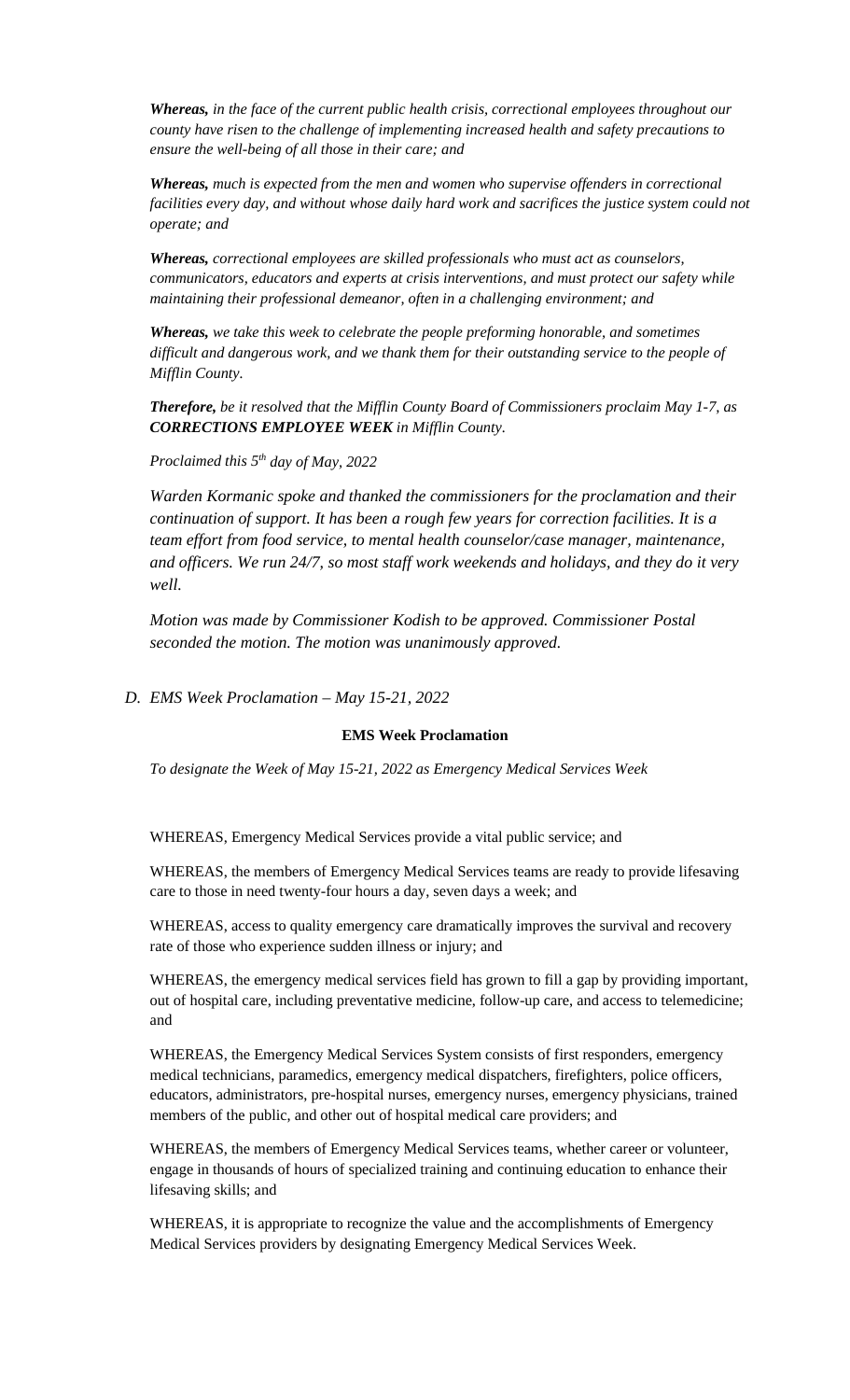***Whereas,*** *in the face of the current public health crisis, correctional employees throughout our county have risen to the challenge of implementing increased health and safety precautions to ensure the well-being of all those in their care; and*

***Whereas,*** *much is expected from the men and women who supervise offenders in correctional facilities every day, and without whose daily hard work and sacrifices the justice system could not operate; and*

***Whereas,*** *correctional employees are skilled professionals who must act as counselors, communicators, educators and experts at crisis interventions, and must protect our safety while maintaining their professional demeanor, often in a challenging environment; and*

***Whereas,*** *we take this week to celebrate the people preforming honorable, and sometimes difficult and dangerous work, and we thank them for their outstanding service to the people of Mifflin County.*

***Therefore,*** *be it resolved that the Mifflin County Board of Commissioners proclaim May 1-7, as* ***CORRECTIONS EMPLOYEE WEEK*** *in Mifflin County.*

*Proclaimed this 5th day of May, 2022*

*Warden Kormanic spoke and thanked the commissioners for the proclamation and their continuation of support. It has been a rough few years for correction facilities. It is a team effort from food service, to mental health counselor/case manager, maintenance, and officers. We run 24/7, so most staff work weekends and holidays, and they do it very well.*

*Motion was made by Commissioner Kodish to be approved. Commissioner Postal seconded the motion. The motion was unanimously approved.*

D. *EMS Week Proclamation – May 15-21, 2022*

**EMS Week Proclamation**

*To designate the Week of May 15-21, 2022 as Emergency Medical Services Week*

WHEREAS, Emergency Medical Services provide a vital public service; and

WHEREAS, the members of Emergency Medical Services teams are ready to provide lifesaving care to those in need twenty-four hours a day, seven days a week; and

WHEREAS, access to quality emergency care dramatically improves the survival and recovery rate of those who experience sudden illness or injury; and

WHEREAS, the emergency medical services field has grown to fill a gap by providing important, out of hospital care, including preventative medicine, follow-up care, and access to telemedicine; and

WHEREAS, the Emergency Medical Services System consists of first responders, emergency medical technicians, paramedics, emergency medical dispatchers, firefighters, police officers, educators, administrators, pre-hospital nurses, emergency nurses, emergency physicians, trained members of the public, and other out of hospital medical care providers; and

WHEREAS, the members of Emergency Medical Services teams, whether career or volunteer, engage in thousands of hours of specialized training and continuing education to enhance their lifesaving skills; and

WHEREAS, it is appropriate to recognize the value and the accomplishments of Emergency Medical Services providers by designating Emergency Medical Services Week.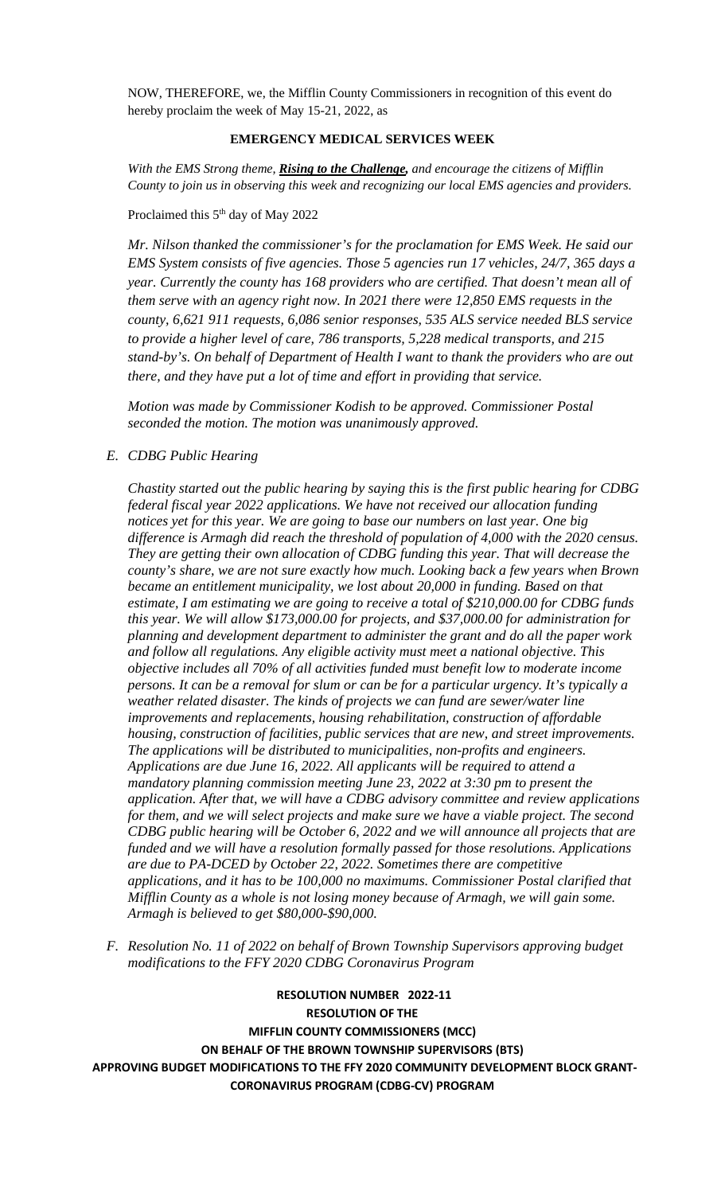NOW, THEREFORE, we, the Mifflin County Commissioners in recognition of this event do hereby proclaim the week of May 15-21, 2022, as

**EMERGENCY MEDICAL SERVICES WEEK**

*With the EMS Strong theme, **Rising to the Challenge,** and encourage the citizens of Mifflin County to join us in observing this week and recognizing our local EMS agencies and providers.*

Proclaimed this 5th day of May 2022

*Mr. Nilson thanked the commissioner's for the proclamation for EMS Week. He said our EMS System consists of five agencies. Those 5 agencies run 17 vehicles, 24/7, 365 days a year. Currently the county has 168 providers who are certified. That doesn't mean all of them serve with an agency right now. In 2021 there were 12,850 EMS requests in the county, 6,621 911 requests, 6,086 senior responses, 535 ALS service needed BLS service to provide a higher level of care, 786 transports, 5,228 medical transports, and 215 stand-by's. On behalf of Department of Health I want to thank the providers who are out there, and they have put a lot of time and effort in providing that service.*

*Motion was made by Commissioner Kodish to be approved. Commissioner Postal seconded the motion. The motion was unanimously approved.*

*E. CDBG Public Hearing*

*Chastity started out the public hearing by saying this is the first public hearing for CDBG federal fiscal year 2022 applications. We have not received our allocation funding notices yet for this year. We are going to base our numbers on last year. One big difference is Armagh did reach the threshold of population of 4,000 with the 2020 census. They are getting their own allocation of CDBG funding this year. That will decrease the county's share, we are not sure exactly how much. Looking back a few years when Brown became an entitlement municipality, we lost about 20,000 in funding. Based on that estimate, I am estimating we are going to receive a total of $210,000.00 for CDBG funds this year. We will allow $173,000.00 for projects, and $37,000.00 for administration for planning and development department to administer the grant and do all the paper work and follow all regulations. Any eligible activity must meet a national objective. This objective includes all 70% of all activities funded must benefit low to moderate income persons. It can be a removal for slum or can be for a particular urgency. It's typically a weather related disaster. The kinds of projects we can fund are sewer/water line improvements and replacements, housing rehabilitation, construction of affordable housing, construction of facilities, public services that are new, and street improvements. The applications will be distributed to municipalities, non-profits and engineers. Applications are due June 16, 2022. All applicants will be required to attend a mandatory planning commission meeting June 23, 2022 at 3:30 pm to present the application. After that, we will have a CDBG advisory committee and review applications for them, and we will select projects and make sure we have a viable project. The second CDBG public hearing will be October 6, 2022 and we will announce all projects that are funded and we will have a resolution formally passed for those resolutions. Applications are due to PA-DCED by October 22, 2022. Sometimes there are competitive applications, and it has to be 100,000 no maximums. Commissioner Postal clarified that Mifflin County as a whole is not losing money because of Armagh, we will gain some. Armagh is believed to get $80,000-$90,000.*

*F. Resolution No. 11 of 2022 on behalf of Brown Township Supervisors approving budget modifications to the FFY 2020 CDBG Coronavirus Program*

**RESOLUTION NUMBER 2022-11**
**RESOLUTION OF THE**
**MIFFLIN COUNTY COMMISSIONERS (MCC)**
**ON BEHALF OF THE BROWN TOWNSHIP SUPERVISORS (BTS)**
**APPROVING BUDGET MODIFICATIONS TO THE FFY 2020 COMMUNITY DEVELOPMENT BLOCK GRANT-CORONAVIRUS PROGRAM (CDBG-CV) PROGRAM**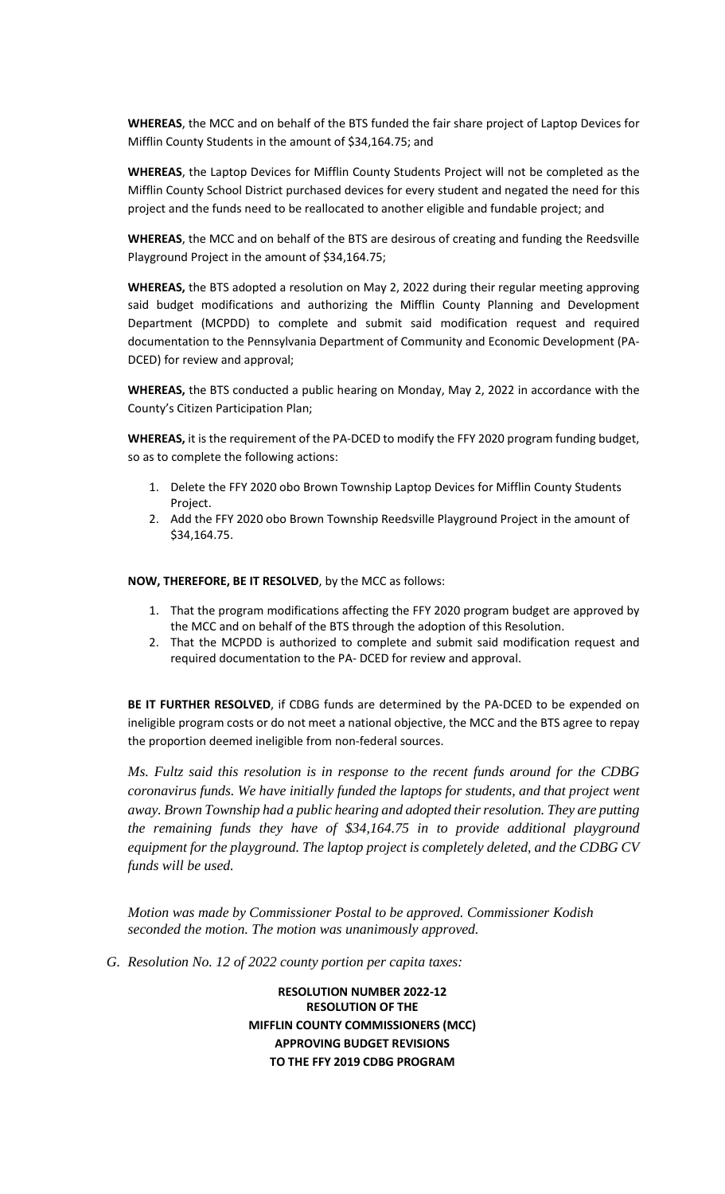**WHEREAS**, the MCC and on behalf of the BTS funded the fair share project of Laptop Devices for Mifflin County Students in the amount of $34,164.75; and

**WHEREAS**, the Laptop Devices for Mifflin County Students Project will not be completed as the Mifflin County School District purchased devices for every student and negated the need for this project and the funds need to be reallocated to another eligible and fundable project; and

**WHEREAS**, the MCC and on behalf of the BTS are desirous of creating and funding the Reedsville Playground Project in the amount of $34,164.75;

**WHEREAS,** the BTS adopted a resolution on May 2, 2022 during their regular meeting approving said budget modifications and authorizing the Mifflin County Planning and Development Department (MCPDD) to complete and submit said modification request and required documentation to the Pennsylvania Department of Community and Economic Development (PA-DCED) for review and approval;

**WHEREAS,** the BTS conducted a public hearing on Monday, May 2, 2022 in accordance with the County's Citizen Participation Plan;

**WHEREAS,** it is the requirement of the PA-DCED to modify the FFY 2020 program funding budget, so as to complete the following actions:

1. Delete the FFY 2020 obo Brown Township Laptop Devices for Mifflin County Students Project.
2. Add the FFY 2020 obo Brown Township Reedsville Playground Project in the amount of $34,164.75.

**NOW, THEREFORE, BE IT RESOLVED**, by the MCC as follows:

1. That the program modifications affecting the FFY 2020 program budget are approved by the MCC and on behalf of the BTS through the adoption of this Resolution.
2. That the MCPDD is authorized to complete and submit said modification request and required documentation to the PA- DCED for review and approval.

**BE IT FURTHER RESOLVED**, if CDBG funds are determined by the PA-DCED to be expended on ineligible program costs or do not meet a national objective, the MCC and the BTS agree to repay the proportion deemed ineligible from non-federal sources.

*Ms. Fultz said this resolution is in response to the recent funds around for the CDBG coronavirus funds. We have initially funded the laptops for students, and that project went away. Brown Township had a public hearing and adopted their resolution. They are putting the remaining funds they have of $34,164.75 in to provide additional playground equipment for the playground. The laptop project is completely deleted, and the CDBG CV funds will be used.*

*Motion was made by Commissioner Postal to be approved. Commissioner Kodish seconded the motion. The motion was unanimously approved.*

*G. Resolution No. 12 of 2022 county portion per capita taxes:*

**RESOLUTION NUMBER 2022-12**
**RESOLUTION OF THE**
**MIFFLIN COUNTY COMMISSIONERS (MCC)**
**APPROVING BUDGET REVISIONS**
**TO THE FFY 2019 CDBG PROGRAM**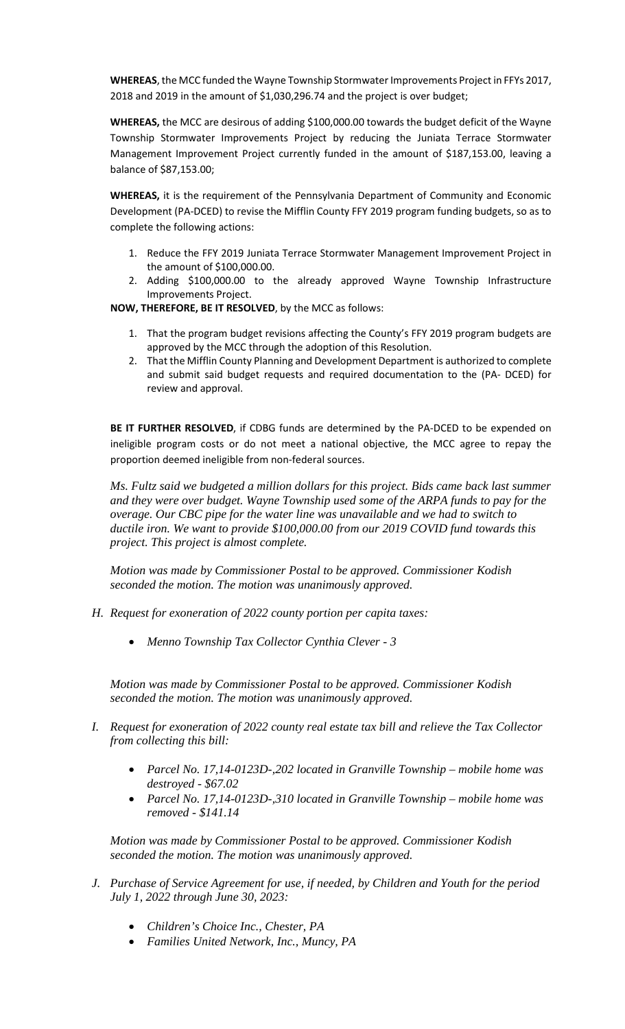**WHEREAS**, the MCC funded the Wayne Township Stormwater Improvements Project in FFYs 2017, 2018 and 2019 in the amount of $1,030,296.74 and the project is over budget;

**WHEREAS,** the MCC are desirous of adding $100,000.00 towards the budget deficit of the Wayne Township Stormwater Improvements Project by reducing the Juniata Terrace Stormwater Management Improvement Project currently funded in the amount of $187,153.00, leaving a balance of $87,153.00;

**WHEREAS,** it is the requirement of the Pennsylvania Department of Community and Economic Development (PA-DCED) to revise the Mifflin County FFY 2019 program funding budgets, so as to complete the following actions:

1. Reduce the FFY 2019 Juniata Terrace Stormwater Management Improvement Project in the amount of $100,000.00.
2. Adding $100,000.00 to the already approved Wayne Township Infrastructure Improvements Project.

**NOW, THEREFORE, BE IT RESOLVED**, by the MCC as follows:

1. That the program budget revisions affecting the County's FFY 2019 program budgets are approved by the MCC through the adoption of this Resolution.
2. That the Mifflin County Planning and Development Department is authorized to complete and submit said budget requests and required documentation to the (PA- DCED) for review and approval.

**BE IT FURTHER RESOLVED**, if CDBG funds are determined by the PA-DCED to be expended on ineligible program costs or do not meet a national objective, the MCC agree to repay the proportion deemed ineligible from non-federal sources.

*Ms. Fultz said we budgeted a million dollars for this project. Bids came back last summer and they were over budget. Wayne Township used some of the ARPA funds to pay for the overage. Our CBC pipe for the water line was unavailable and we had to switch to ductile iron. We want to provide $100,000.00 from our 2019 COVID fund towards this project. This project is almost complete.*

*Motion was made by Commissioner Postal to be approved. Commissioner Kodish seconded the motion. The motion was unanimously approved.*

*H. Request for exoneration of 2022 county portion per capita taxes:*

- *Menno Township Tax Collector Cynthia Clever - 3*

*Motion was made by Commissioner Postal to be approved. Commissioner Kodish seconded the motion. The motion was unanimously approved.*

*I. Request for exoneration of 2022 county real estate tax bill and relieve the Tax Collector from collecting this bill:*

- *Parcel No. 17,14-0123D-,202 located in Granville Township – mobile home was destroyed - $67.02*
- *Parcel No. 17,14-0123D-,310 located in Granville Township – mobile home was removed - $141.14*

*Motion was made by Commissioner Postal to be approved. Commissioner Kodish seconded the motion. The motion was unanimously approved.*

*J. Purchase of Service Agreement for use, if needed, by Children and Youth for the period July 1, 2022 through June 30, 2023:*

- *Children's Choice Inc., Chester, PA*
- *Families United Network, Inc., Muncy, PA*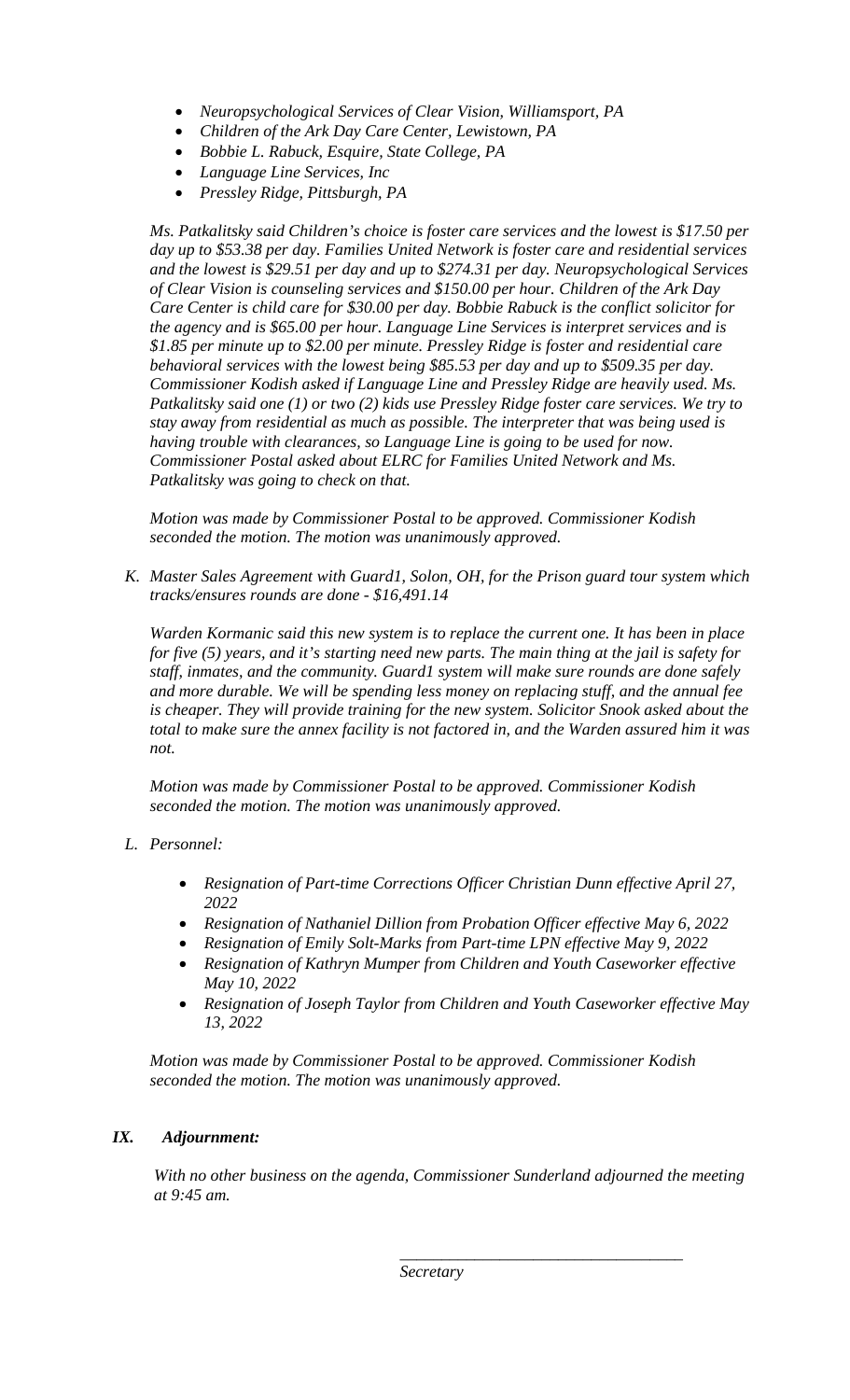- *Neuropsychological Services of Clear Vision, Williamsport, PA*
- *Children of the Ark Day Care Center, Lewistown, PA*
- *Bobbie L. Rabuck, Esquire, State College, PA*
- *Language Line Services, Inc*
- *Pressley Ridge, Pittsburgh, PA*

*Ms. Patkalitsky said Children's choice is foster care services and the lowest is $17.50 per day up to $53.38 per day. Families United Network is foster care and residential services and the lowest is $29.51 per day and up to $274.31 per day. Neuropsychological Services of Clear Vision is counseling services and $150.00 per hour. Children of the Ark Day Care Center is child care for $30.00 per day. Bobbie Rabuck is the conflict solicitor for the agency and is $65.00 per hour. Language Line Services is interpret services and is $1.85 per minute up to $2.00 per minute. Pressley Ridge is foster and residential care behavioral services with the lowest being $85.53 per day and up to $509.35 per day. Commissioner Kodish asked if Language Line and Pressley Ridge are heavily used. Ms. Patkalitsky said one (1) or two (2) kids use Pressley Ridge foster care services. We try to stay away from residential as much as possible. The interpreter that was being used is having trouble with clearances, so Language Line is going to be used for now. Commissioner Postal asked about ELRC for Families United Network and Ms. Patkalitsky was going to check on that.*

*Motion was made by Commissioner Postal to be approved. Commissioner Kodish seconded the motion. The motion was unanimously approved.*

K. *Master Sales Agreement with Guard1, Solon, OH, for the Prison guard tour system which tracks/ensures rounds are done - $16,491.14*

*Warden Kormanic said this new system is to replace the current one. It has been in place for five (5) years, and it's starting need new parts. The main thing at the jail is safety for staff, inmates, and the community. Guard1 system will make sure rounds are done safely and more durable. We will be spending less money on replacing stuff, and the annual fee is cheaper. They will provide training for the new system. Solicitor Snook asked about the total to make sure the annex facility is not factored in, and the Warden assured him it was not.*

*Motion was made by Commissioner Postal to be approved. Commissioner Kodish seconded the motion. The motion was unanimously approved.*

L. *Personnel:*

- *Resignation of Part-time Corrections Officer Christian Dunn effective April 27, 2022*
- *Resignation of Nathaniel Dillion from Probation Officer effective May 6, 2022*
- *Resignation of Emily Solt-Marks from Part-time LPN effective May 9, 2022*
- *Resignation of Kathryn Mumper from Children and Youth Caseworker effective May 10, 2022*
- *Resignation of Joseph Taylor from Children and Youth Caseworker effective May 13, 2022*

*Motion was made by Commissioner Postal to be approved. Commissioner Kodish seconded the motion. The motion was unanimously approved.*

## *IX. Adjournment:*

*With no other business on the agenda, Commissioner Sunderland adjourned the meeting at 9:45 am.*

\_\_\_\_\_\_\_\_\_\_\_\_\_\_\_\_\_\_\_\_\_\_\_\_\_\_\_\_\_\_\_\_\_\_\_

*Secretary*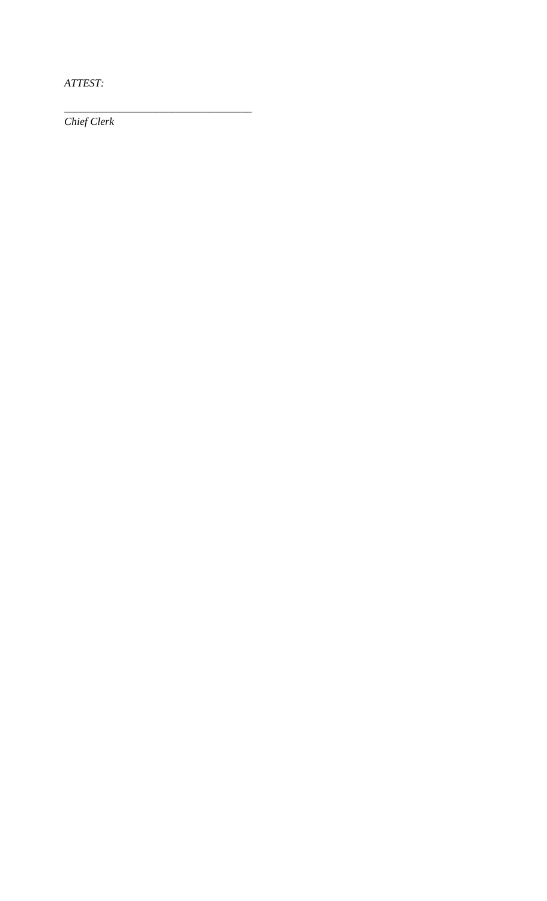*ATTEST:*

\_\_\_\_\_\_\_\_\_\_\_\_\_\_\_\_\_\_\_\_\_\_\_\_\_\_\_\_\_\_\_\_\_\_\_\_

*Chief Clerk*